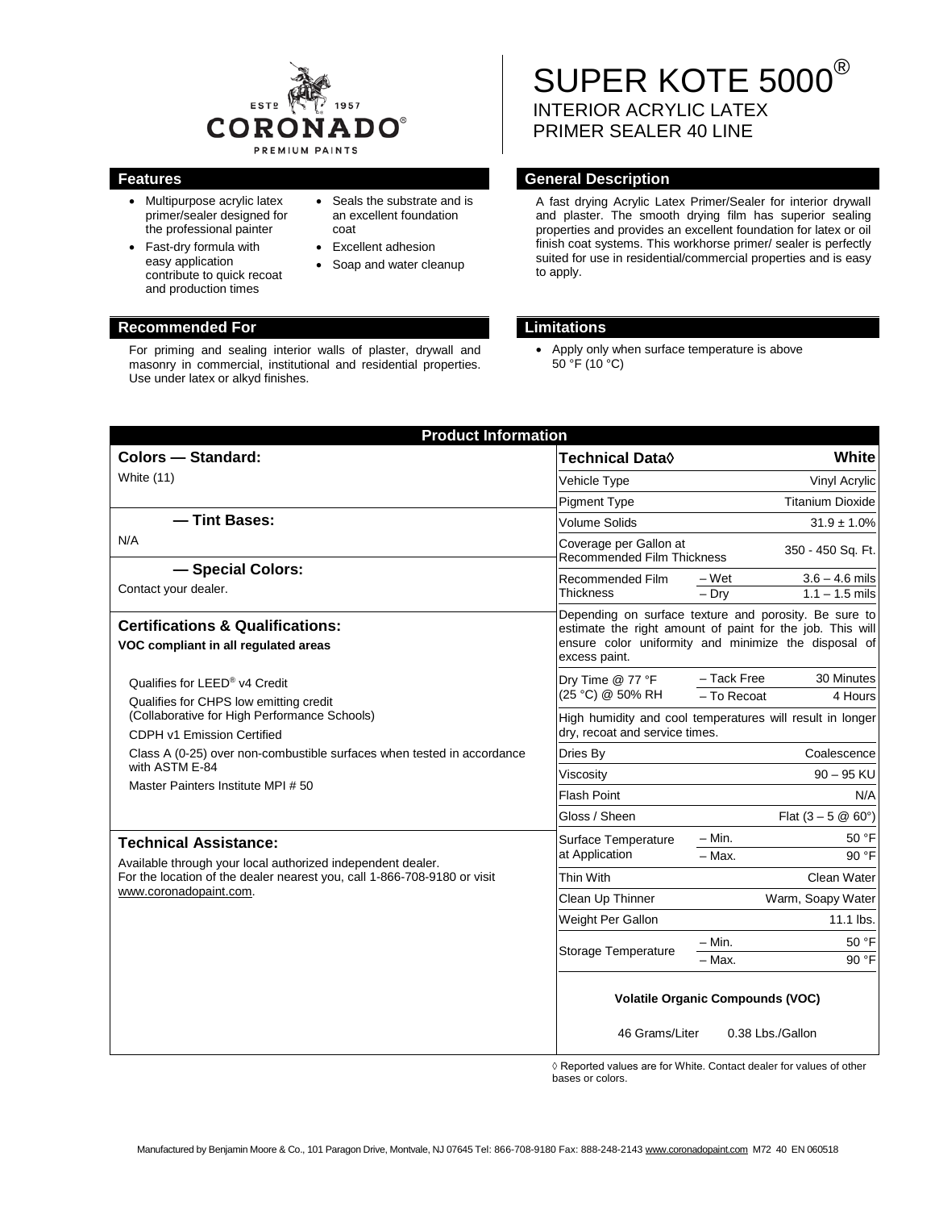# SUPER KOTE 5000®

INTERIOR ACRYLIC LATEX PRIMER SEALER 40 LINE

## Features

- Multipurpose acrylic latex primer/sealer designed for the professional painter
- Fast-dry formula with easy application contribute to quick recoat and production times
- Seals the substrate and is an excellent foundation coat
- Excellent adhesion
- Soap and water cleanup

## General Description

A fast drying Acrylic Latex Primer/Sealer for interior drywall and plaster. The smooth drying film has superior sealing properties and provides an excellent foundation for latex or oil finish coat systems. This workhorse primer/ sealer is perfectly suited for use in residential/commercial properties and is easy to apply.

## Recommended For

For priming and sealing interior walls of plaster, drywall and masonry in commercial, institutional and residential properties. Use under latex or alkyd finishes.

## Limitations

- Apply only when surface temperature is above 50 °F (10 °C)

## Product Information

### Colors — Standard:

White (11)

### — Tint Bases:

N/A

### — Special Colors:

Contact your dealer.

### Certifications & Qualifications:

**VOC compliant in all regulated areas**

Qualifies for LEED® v4 Credit

Qualifies for CHPS low emitting credit (Collaborative for High Performance Schools)

CDPH v1 Emission Certified

Class A (0-25) over non-combustible surfaces when tested in accordance with ASTM E-84

Master Painters Institute MPI # 50

### Technical Assistance:

Available through your local authorized independent dealer. For the location of the dealer nearest you, call 1-866-708-9180 or visit www.coronadopaint.com.

| Technical Data◊ | | White |
|---|---|---|
| Vehicle Type | | Vinyl Acrylic |
| Pigment Type | | Titanium Dioxide |
| Volume Solids | | 31.9 ± 1.0% |
| Coverage per Gallon at Recommended Film Thickness | | 350 - 450 Sq. Ft. |
| Recommended Film Thickness | – Wet | 3.6 – 4.6 mils |
| | – Dry | 1.1 – 1.5 mils |
| Depending on surface texture and porosity. Be sure to estimate the right amount of paint for the job. This will ensure color uniformity and minimize the disposal of excess paint. | | |
| Dry Time @ 77 °F (25 °C) @ 50% RH | – Tack Free | 30 Minutes |
| | – To Recoat | 4 Hours |
| High humidity and cool temperatures will result in longer dry, recoat and service times. | | |
| Dries By | | Coalescence |
| Viscosity | | 90 – 95 KU |
| Flash Point | | N/A |
| Gloss / Sheen | | Flat (3 – 5 @ 60°) |
| Surface Temperature at Application | – Min. | 50 °F |
| | – Max. | 90 °F |
| Thin With | | Clean Water |
| Clean Up Thinner | | Warm, Soapy Water |
| Weight Per Gallon | | 11.1 lbs. |
| Storage Temperature | – Min. | 50 °F |
| | – Max. | 90 °F |

**Volatile Organic Compounds (VOC)**

46 Grams/Liter 0.38 Lbs./Gallon

◊ Reported values are for White. Contact dealer for values of other bases or colors.

Manufactured by Benjamin Moore & Co., 101 Paragon Drive, Montvale, NJ 07645 Tel: 866-708-9180 Fax: 888-248-2143 www.coronadopaint.com M72 40 EN 060518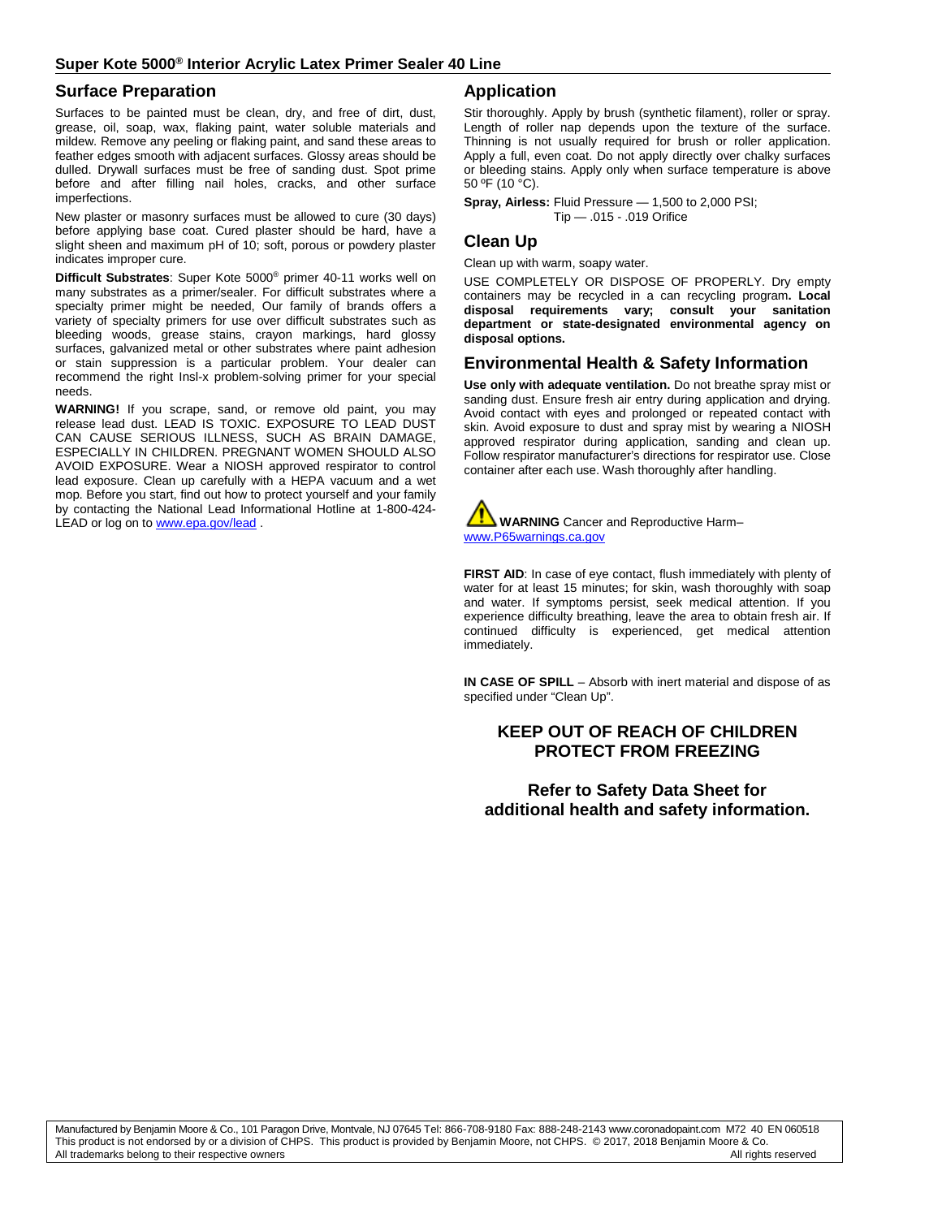## Surface Preparation

Surfaces to be painted must be clean, dry, and free of dirt, dust, grease, oil, soap, wax, flaking paint, water soluble materials and mildew. Remove any peeling or flaking paint, and sand these areas to feather edges smooth with adjacent surfaces. Glossy areas should be dulled. Drywall surfaces must be free of sanding dust. Spot prime before and after filling nail holes, cracks, and other surface imperfections.

New plaster or masonry surfaces must be allowed to cure (30 days) before applying base coat. Cured plaster should be hard, have a slight sheen and maximum pH of 10; soft, porous or powdery plaster indicates improper cure.

**Difficult Substrates**: Super Kote 5000® primer 40-11 works well on many substrates as a primer/sealer. For difficult substrates where a specialty primer might be needed, Our family of brands offers a variety of specialty primers for use over difficult substrates such as bleeding woods, grease stains, crayon markings, hard glossy surfaces, galvanized metal or other substrates where paint adhesion or stain suppression is a particular problem. Your dealer can recommend the right Insl-x problem-solving primer for your special needs.

**WARNING!** If you scrape, sand, or remove old paint, you may release lead dust. LEAD IS TOXIC. EXPOSURE TO LEAD DUST CAN CAUSE SERIOUS ILLNESS, SUCH AS BRAIN DAMAGE, ESPECIALLY IN CHILDREN. PREGNANT WOMEN SHOULD ALSO AVOID EXPOSURE. Wear a NIOSH approved respirator to control lead exposure. Clean up carefully with a HEPA vacuum and a wet mop. Before you start, find out how to protect yourself and your family by contacting the National Lead Informational Hotline at 1-800-424-LEAD or log on to www.epa.gov/lead .

## Application

Stir thoroughly. Apply by brush (synthetic filament), roller or spray. Length of roller nap depends upon the texture of the surface. Thinning is not usually required for brush or roller application. Apply a full, even coat. Do not apply directly over chalky surfaces or bleeding stains. Apply only when surface temperature is above 50 ºF (10 °C).

**Spray, Airless:** Fluid Pressure — 1,500 to 2,000 PSI;
Tip — .015 - .019 Orifice

## Clean Up

Clean up with warm, soapy water.

USE COMPLETELY OR DISPOSE OF PROPERLY. Dry empty containers may be recycled in a can recycling program. **Local disposal requirements vary; consult your sanitation department or state-designated environmental agency on disposal options.**

## Environmental Health & Safety Information

**Use only with adequate ventilation.** Do not breathe spray mist or sanding dust. Ensure fresh air entry during application and drying. Avoid contact with eyes and prolonged or repeated contact with skin. Avoid exposure to dust and spray mist by wearing a NIOSH approved respirator during application, sanding and clean up. Follow respirator manufacturer's directions for respirator use. Close container after each use. Wash thoroughly after handling.

**WARNING** Cancer and Reproductive Harm– www.P65warnings.ca.gov

**FIRST AID**: In case of eye contact, flush immediately with plenty of water for at least 15 minutes; for skin, wash thoroughly with soap and water. If symptoms persist, seek medical attention. If you experience difficulty breathing, leave the area to obtain fresh air. If continued difficulty is experienced, get medical attention immediately.

**IN CASE OF SPILL** – Absorb with inert material and dispose of as specified under "Clean Up".

**KEEP OUT OF REACH OF CHILDREN**
**PROTECT FROM FREEZING**

**Refer to Safety Data Sheet for additional health and safety information.**

Manufactured by Benjamin Moore & Co., 101 Paragon Drive, Montvale, NJ 07645 Tel: 866-708-9180 Fax: 888-248-2143 www.coronadopaint.com M72 40 EN 060518
This product is not endorsed by or a division of CHPS. This product is provided by Benjamin Moore, not CHPS. © 2017, 2018 Benjamin Moore & Co.
All trademarks belong to their respective owners All rights reserved